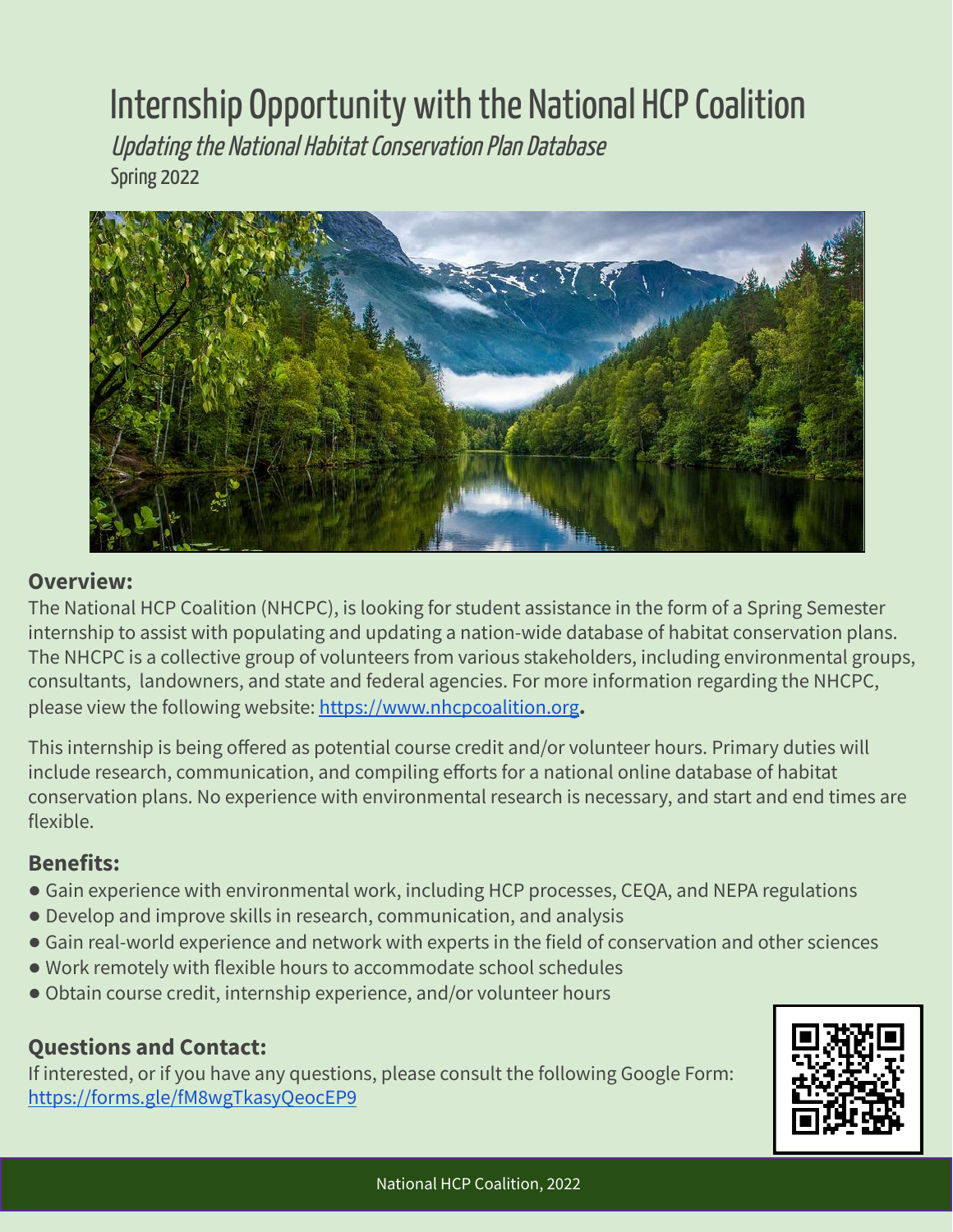# Internship Opportunity with the National HCP Coalition

*Updating the National Habitat Conservation Plan Database*

Spring 2022

## Overview:

The National HCP Coalition (NHCPC), is looking for student assistance in the form of a Spring Semester internship to assist with populating and updating a nation-wide database of habitat conservation plans. The NHCPC is a collective group of volunteers from various stakeholders, including environmental groups, consultants, landowners, and state and federal agencies. For more information regarding the NHCPC, please view the following website: https://www.nhcpcoalition.org.

This internship is being offered as potential course credit and/or volunteer hours. Primary duties will include research, communication, and compiling efforts for a national online database of habitat conservation plans. No experience with environmental research is necessary, and start and end times are flexible.

## Benefits:

- Gain experience with environmental work, including HCP processes, CEQA, and NEPA regulations
- Develop and improve skills in research, communication, and analysis
- Gain real-world experience and network with experts in the field of conservation and other sciences
- Work remotely with flexible hours to accommodate school schedules
- Obtain course credit, internship experience, and/or volunteer hours

## Questions and Contact:

If interested, or if you have any questions, please consult the following Google Form: https://forms.gle/fM8wgTkasyQeocEP9

National HCP Coalition, 2022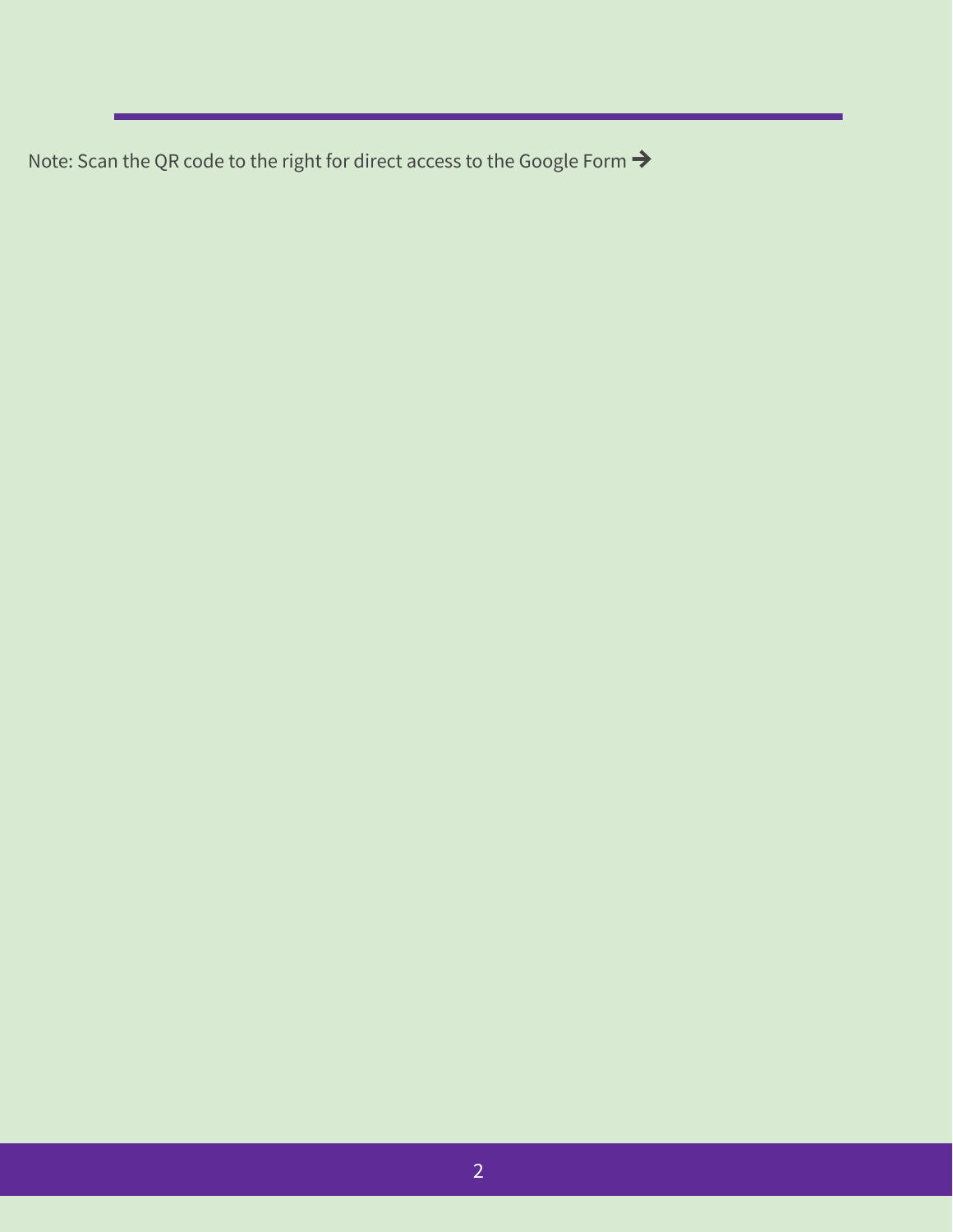Note: Scan the QR code to the right for direct access to the Google Form ➔